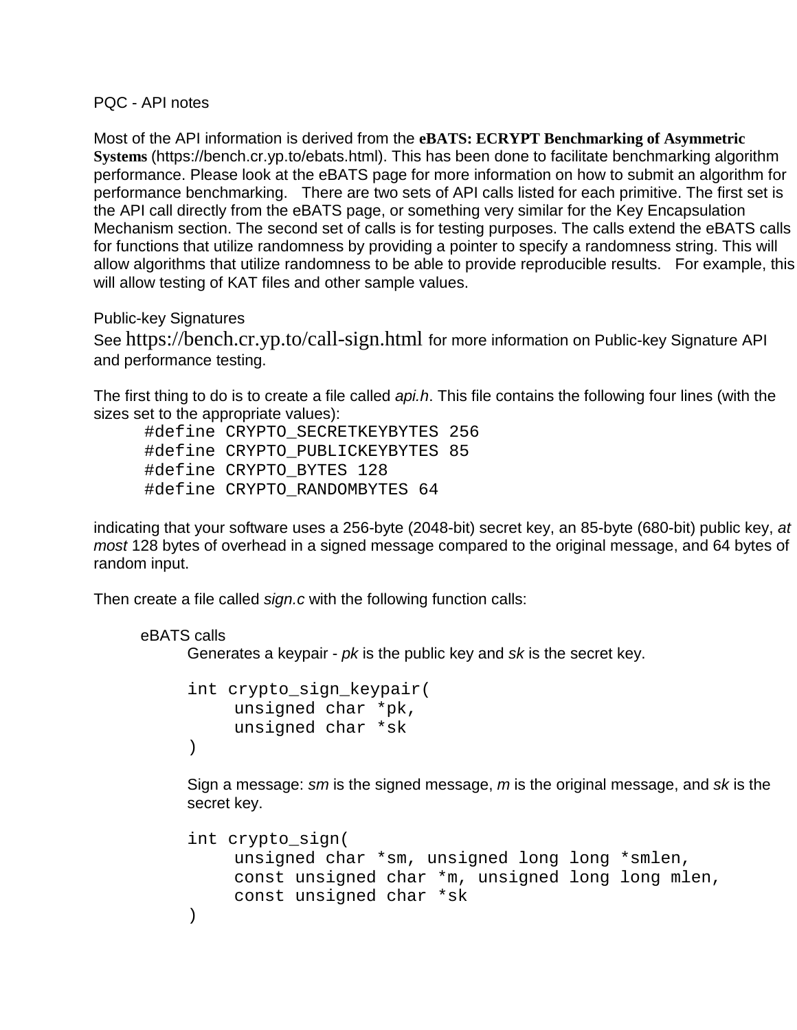PQC - API notes

Most of the API information is derived from the **eBATS: ECRYPT Benchmarking of Asymmetric Systems** (https://bench.cr.yp.to/ebats.html). This has been done to facilitate benchmarking algorithm performance. Please look at the eBATS page for more information on how to submit an algorithm for performance benchmarking. There are two sets of API calls listed for each primitive. The first set is the API call directly from the eBATS page, or something very similar for the Key Encapsulation Mechanism section. The second set of calls is for testing purposes. The calls extend the eBATS calls for functions that utilize randomness by providing a pointer to specify a randomness string. This will allow algorithms that utilize randomness to be able to provide reproducible results. For example, this will allow testing of KAT files and other sample values.

Public-key Signatures

See https://bench.cr.yp.to/call-sign.html for more information on Public-key Signature API and performance testing.

The first thing to do is to create a file called *api.h*. This file contains the following four lines (with the sizes set to the appropriate values):

```
#define CRYPTO_SECRETKEYBYTES 256
#define CRYPTO_PUBLICKEYBYTES 85
#define CRYPTO_BYTES 128
#define CRYPTO_RANDOMBYTES 64
```

indicating that your software uses a 256-byte (2048-bit) secret key, an 85-byte (680-bit) public key, *at most* 128 bytes of overhead in a signed message compared to the original message, and 64 bytes of random input.

Then create a file called *sign.c* with the following function calls:

eBATS calls

Generates a keypair - *pk* is the public key and *sk* is the secret key.

```
int crypto_sign_keypair(
     unsigned char *pk,
     unsigned char *sk
)
```

Sign a message: *sm* is the signed message, *m* is the original message, and *sk* is the secret key.

```
int crypto_sign(
     unsigned char *sm, unsigned long long *smlen,
     const unsigned char *m, unsigned long long mlen,
     const unsigned char *sk
)
```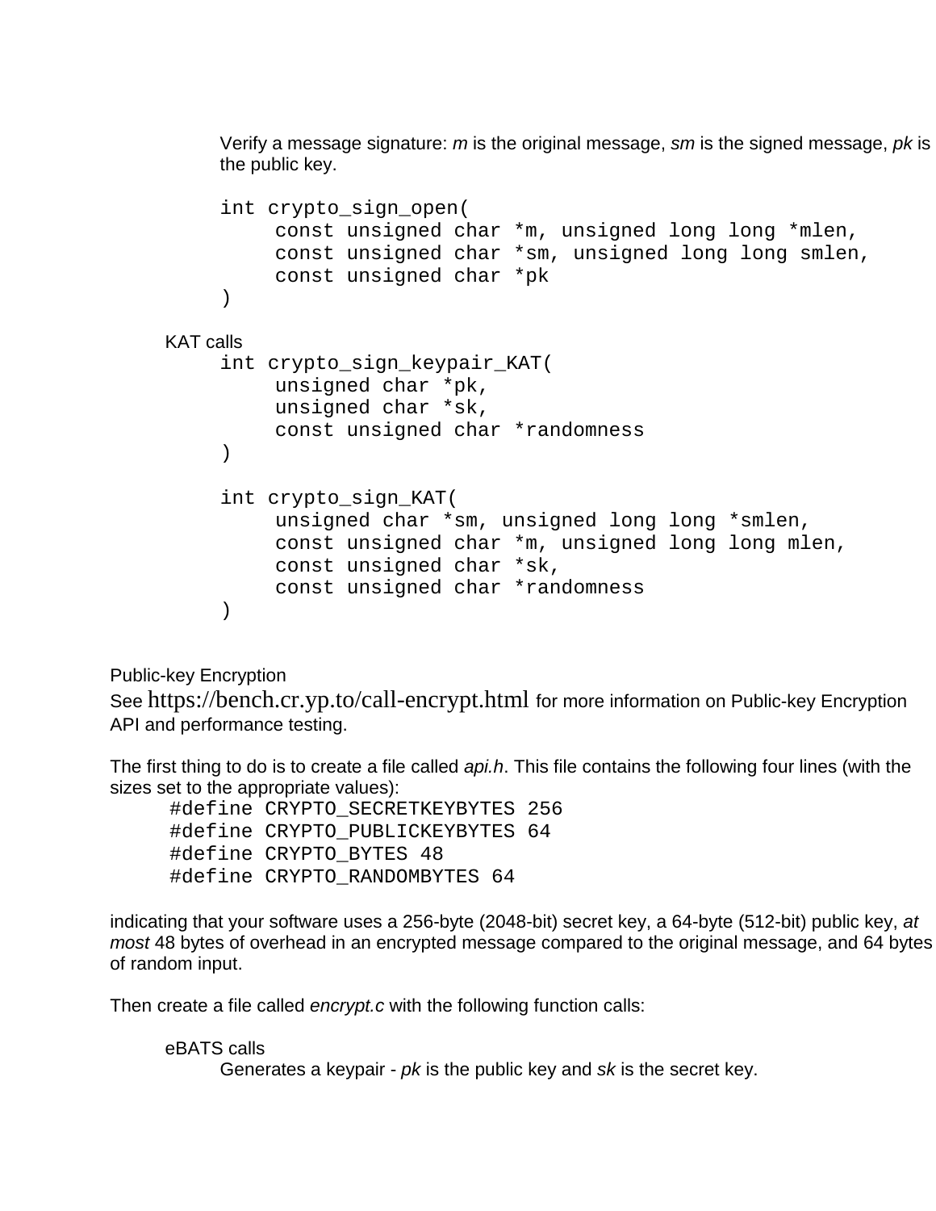Verify a message signature: *m* is the original message, *sm* is the signed message, *pk* is the public key.

```
int crypto_sign_open(
     const unsigned char *m, unsigned long long *mlen,
     const unsigned char *sm, unsigned long long smlen,
     const unsigned char *pk
)
```

KAT calls

```
int crypto_sign_keypair_KAT(
     unsigned char *pk,
     unsigned char *sk,
     const unsigned char *randomness
)

int crypto_sign_KAT(
     unsigned char *sm, unsigned long long *smlen,
     const unsigned char *m, unsigned long long mlen,
     const unsigned char *sk,
     const unsigned char *randomness
)
```

Public-key Encryption

See https://bench.cr.yp.to/call-encrypt.html for more information on Public-key Encryption API and performance testing.

The first thing to do is to create a file called *api.h*. This file contains the following four lines (with the sizes set to the appropriate values):

```
#define CRYPTO_SECRETKEYBYTES 256
#define CRYPTO_PUBLICKEYBYTES 64
#define CRYPTO_BYTES 48
#define CRYPTO_RANDOMBYTES 64
```

indicating that your software uses a 256-byte (2048-bit) secret key, a 64-byte (512-bit) public key, *at most* 48 bytes of overhead in an encrypted message compared to the original message, and 64 bytes of random input.

Then create a file called *encrypt.c* with the following function calls:

eBATS calls

Generates a keypair - *pk* is the public key and *sk* is the secret key.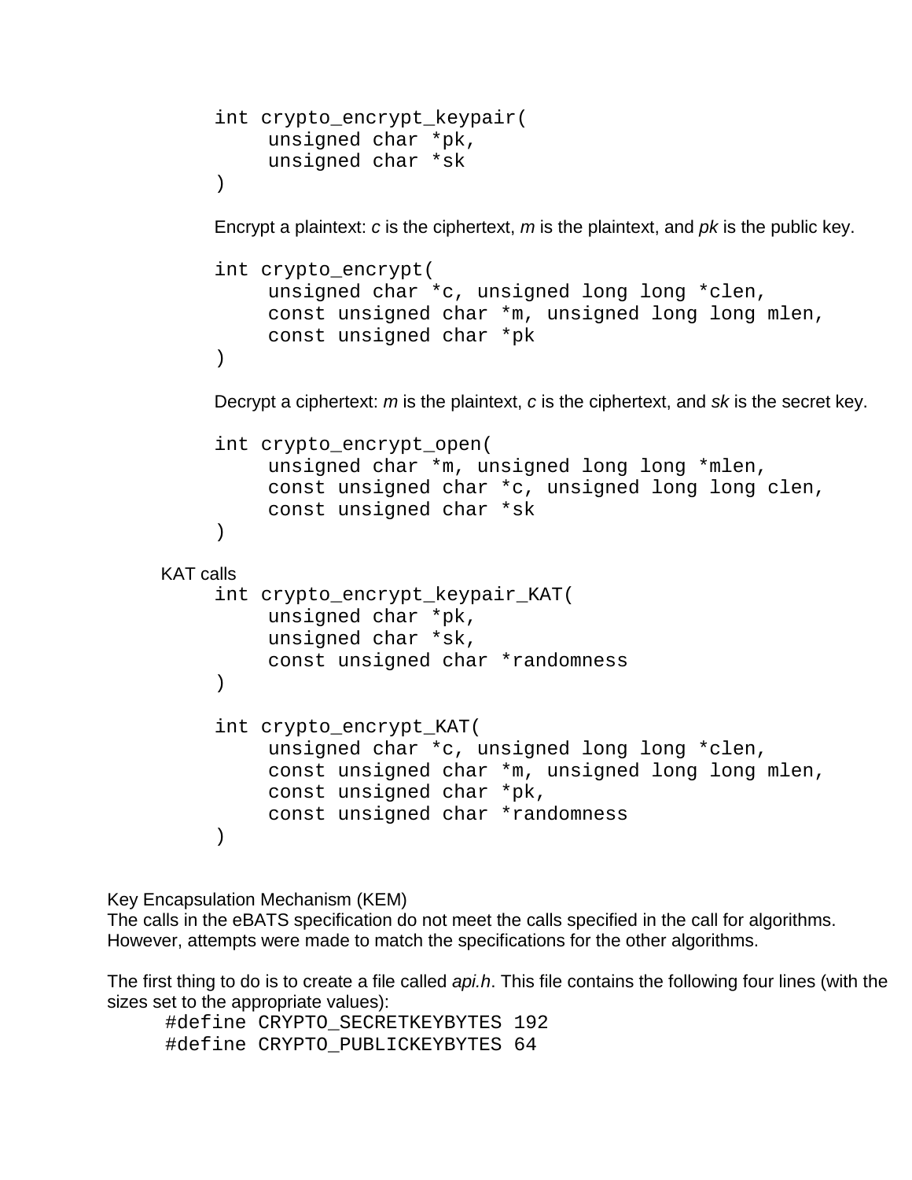```
int crypto_encrypt_keypair(
     unsigned char *pk,
     unsigned char *sk
)
```

Encrypt a plaintext: *c* is the ciphertext, *m* is the plaintext, and *pk* is the public key.

```
int crypto_encrypt(
     unsigned char *c, unsigned long long *clen,
     const unsigned char *m, unsigned long long mlen,
     const unsigned char *pk
)
```

Decrypt a ciphertext: *m* is the plaintext, *c* is the ciphertext, and *sk* is the secret key.

```
int crypto_encrypt_open(
     unsigned char *m, unsigned long long *mlen,
     const unsigned char *c, unsigned long long clen,
     const unsigned char *sk
)
```

KAT calls

```
int crypto_encrypt_keypair_KAT(
     unsigned char *pk,
     unsigned char *sk,
     const unsigned char *randomness
)

int crypto_encrypt_KAT(
     unsigned char *c, unsigned long long *clen,
     const unsigned char *m, unsigned long long mlen,
     const unsigned char *pk,
     const unsigned char *randomness
)
```

Key Encapsulation Mechanism (KEM)
The calls in the eBATS specification do not meet the calls specified in the call for algorithms. However, attempts were made to match the specifications for the other algorithms.

The first thing to do is to create a file called *api.h*. This file contains the following four lines (with the sizes set to the appropriate values):

```
#define CRYPTO_SECRETKEYBYTES 192
#define CRYPTO_PUBLICKEYBYTES 64
```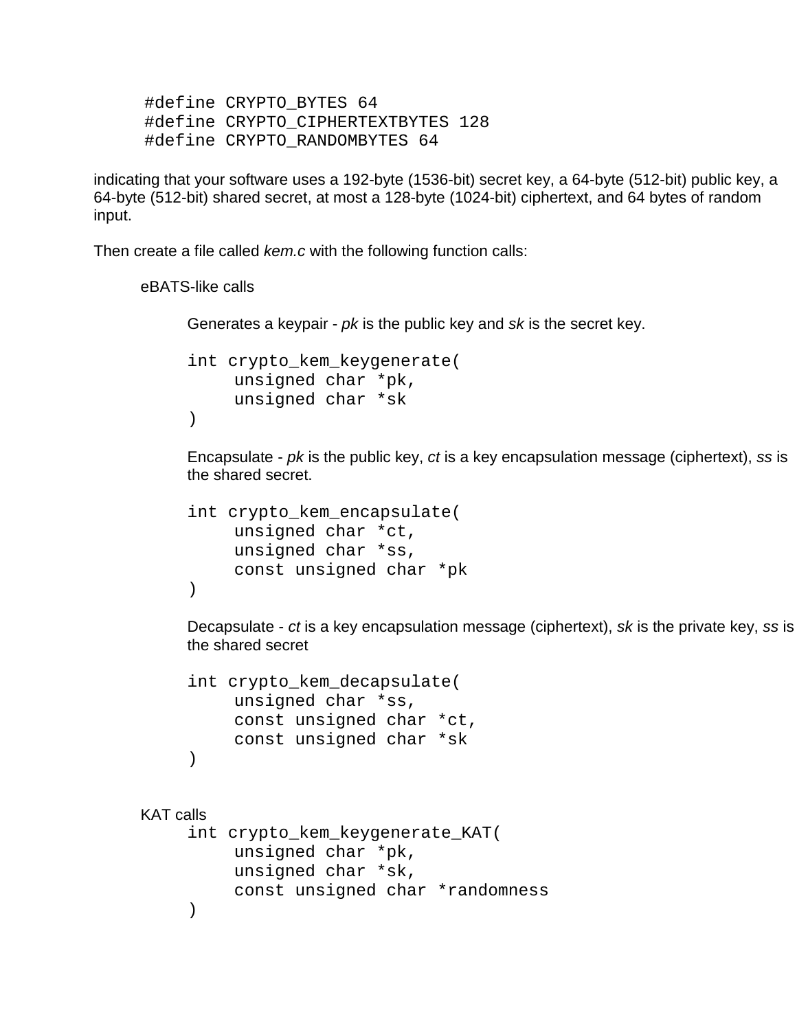```
#define CRYPTO_BYTES 64
#define CRYPTO_CIPHERTEXTBYTES 128
#define CRYPTO_RANDOMBYTES 64
```

indicating that your software uses a 192-byte (1536-bit) secret key, a 64-byte (512-bit) public key, a 64-byte (512-bit) shared secret, at most a 128-byte (1024-bit) ciphertext, and 64 bytes of random input.

Then create a file called *kem.c* with the following function calls:

eBATS-like calls

Generates a keypair - *pk* is the public key and *sk* is the secret key.

```
int crypto_kem_keygenerate(
     unsigned char *pk,
     unsigned char *sk
)
```

Encapsulate - *pk* is the public key, *ct* is a key encapsulation message (ciphertext), *ss* is the shared secret.

```
int crypto_kem_encapsulate(
     unsigned char *ct,
     unsigned char *ss,
     const unsigned char *pk
)
```

Decapsulate - *ct* is a key encapsulation message (ciphertext), *sk* is the private key, *ss* is the shared secret

```
int crypto_kem_decapsulate(
     unsigned char *ss,
     const unsigned char *ct,
     const unsigned char *sk
)
```

KAT calls

```
int crypto_kem_keygenerate_KAT(
     unsigned char *pk,
     unsigned char *sk,
     const unsigned char *randomness
)
```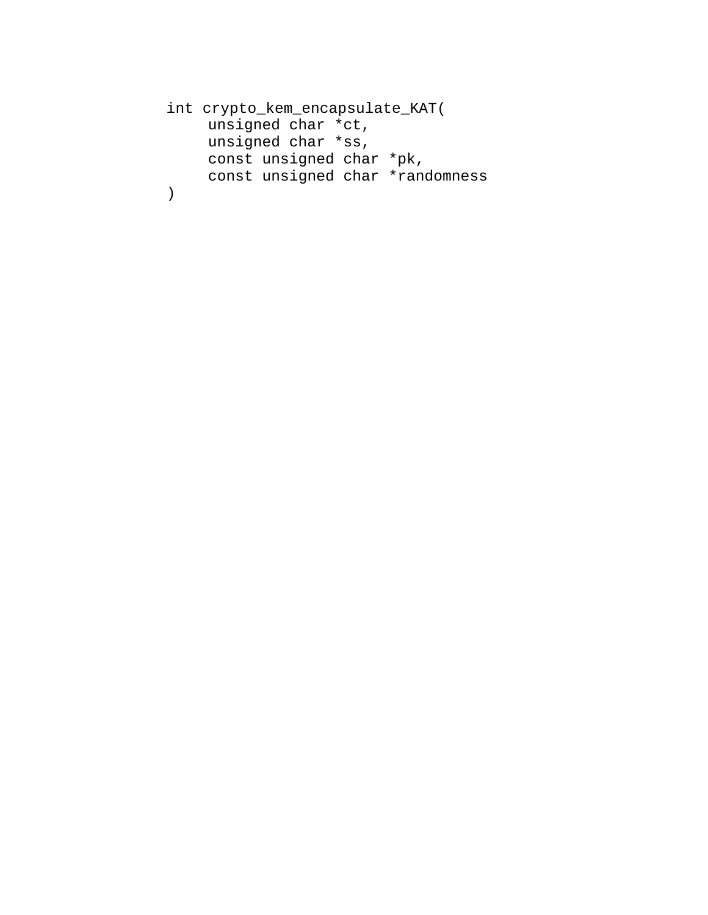```
int crypto_kem_encapsulate_KAT(
     unsigned char *ct,
     unsigned char *ss,
     const unsigned char *pk,
     const unsigned char *randomness
)
```